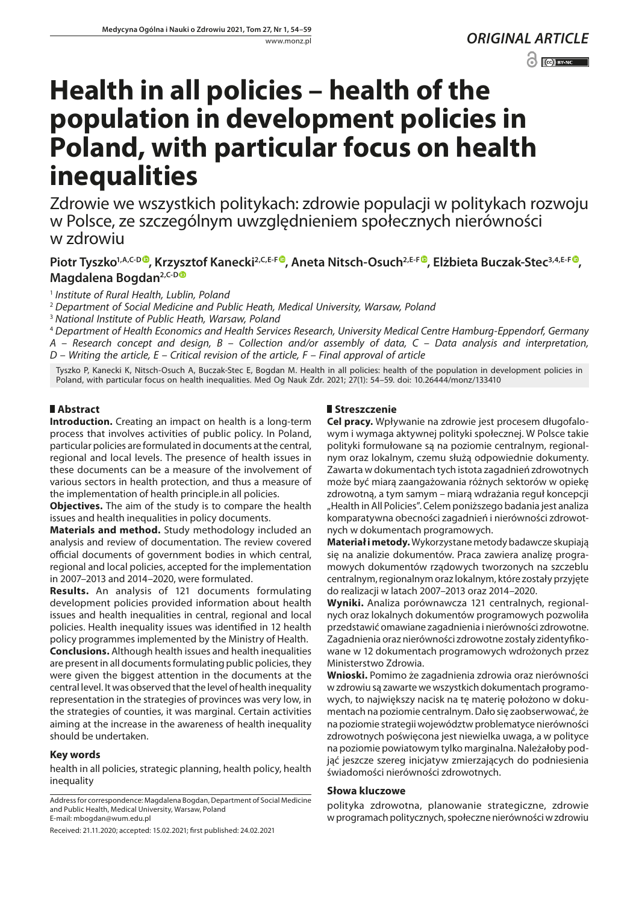ORIGINAL ARTICLE

# Health in all policies – health of the population in development policies in Poland, with particular focus on health inequalities

Zdrowie we wszystkich politykach: zdrowie populacji w politykach rozwoju w Polsce, ze szczególnym uwzględnieniem społecznych nierówności w zdrowiu

**Piotr Tyszko[1,A,C-D], Krzysztof Kanecki[2,C,E-F], Aneta Nitsch-Osuch[2,E-F], Elżbieta Buczak-Stec[3,4,E-F], Magdalena Bogdan[2,C-D]**

[1] *Institute of Rural Health, Lublin, Poland*
[2] *Department of Social Medicine and Public Heath, Medical University, Warsaw, Poland*
[3] *National Institute of Public Heath, Warsaw, Poland*
[4] *Department of Health Economics and Health Services Research, University Medical Centre Hamburg-Eppendorf, Germany*
*A – Research concept and design, B – Collection and/or assembly of data, C – Data analysis and interpretation, D – Writing the article, E – Critical revision of the article, F – Final approval of article*

Tyszko P, Kanecki K, Nitsch-Osuch A, Buczak-Stec E, Bogdan M. Health in all policies: health of the population in development policies in Poland, with particular focus on health inequalities. Med Og Nauk Zdr. 2021; 27(1): 54–59. doi: 10.26444/monz/133410

## Abstract

**Introduction.** Creating an impact on health is a long-term process that involves activities of public policy. In Poland, particular policies are formulated in documents at the central, regional and local levels. The presence of health issues in these documents can be a measure of the involvement of various sectors in health protection, and thus a measure of the implementation of health principle.in all policies.

**Objectives.** The aim of the study is to compare the health issues and health inequalities in policy documents.

**Materials and method.** Study methodology included an analysis and review of documentation. The review covered official documents of government bodies in which central, regional and local policies, accepted for the implementation in 2007–2013 and 2014–2020, were formulated.

**Results.** An analysis of 121 documents formulating development policies provided information about health issues and health inequalities in central, regional and local policies. Health inequality issues was identified in 12 health policy programmes implemented by the Ministry of Health.

**Conclusions.** Although health issues and health inequalities are present in all documents formulating public policies, they were given the biggest attention in the documents at the central level. It was observed that the level of health inequality representation in the strategies of provinces was very low, in the strategies of counties, it was marginal. Certain activities aiming at the increase in the awareness of health inequality should be undertaken.

### Key words

health in all policies, strategic planning, health policy, health inequality

## Streszczenie

**Cel pracy.** Wpływanie na zdrowie jest procesem długofalowym i wymaga aktywnej polityki społecznej. W Polsce takie polityki formułowane są na poziomie centralnym, regionalnym oraz lokalnym, czemu służą odpowiednie dokumenty. Zawarta w dokumentach tych istota zagadnień zdrowotnych może być miarą zaangażowania różnych sektorów w opiekę zdrowotną, a tym samym – miarą wdrażania reguł koncepcji „Health in All Policies". Celem poniższego badania jest analiza komparatywna obecności zagadnień i nierówności zdrowotnych w dokumentach programowych.

**Materiał i metody.** Wykorzystane metody badawcze skupiają się na analizie dokumentów. Praca zawiera analizę programowych dokumentów rządowych tworzonych na szczeblu centralnym, regionalnym oraz lokalnym, które zostały przyjęte do realizacji w latach 2007–2013 oraz 2014–2020.

**Wyniki.** Analiza porównawcza 121 centralnych, regionalnych oraz lokalnych dokumentów programowych pozwoliła przedstawić omawiane zagadnienia i nierówności zdrowotne. Zagadnienia oraz nierówności zdrowotne zostały zidentyfikowane w 12 dokumentach programowych wdrożonych przez Ministerstwo Zdrowia.

**Wnioski.** Pomimo że zagadnienia zdrowia oraz nierówności w zdrowiu są zawarte we wszystkich dokumentach programowych, to największy nacisk na tę materię położono w dokumentach na poziomie centralnym. Dało się zaobserwować, że na poziomie strategii województw problematyce nierówności zdrowotnych poświęcona jest niewielka uwaga, a w polityce na poziomie powiatowym tylko marginalna. Należałoby podjąć jeszcze szereg inicjatyw zmierzających do podniesienia świadomości nierówności zdrowotnych.

### Słowa kluczowe

polityka zdrowotna, planowanie strategiczne, zdrowie w programach politycznych, społeczne nierówności w zdrowiu

Address for correspondence: Magdalena Bogdan, Department of Social Medicine and Public Health, Medical University, Warsaw, Poland
E-mail: mbogdan@wum.edu.pl

Received: 21.11.2020; accepted: 15.02.2021; first published: 24.02.2021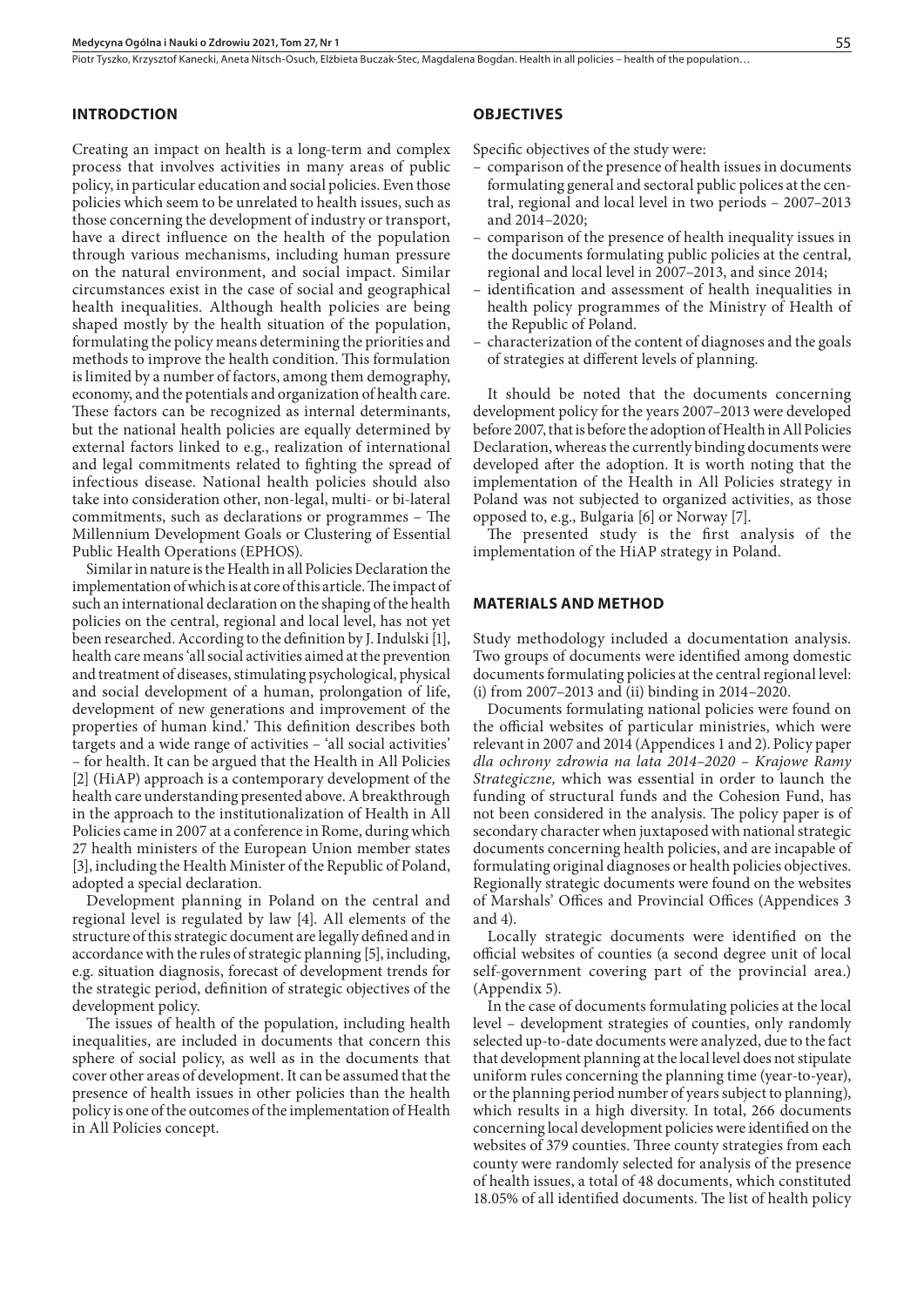## INTRODCTION

Creating an impact on health is a long-term and complex process that involves activities in many areas of public policy, in particular education and social policies. Even those policies which seem to be unrelated to health issues, such as those concerning the development of industry or transport, have a direct influence on the health of the population through various mechanisms, including human pressure on the natural environment, and social impact. Similar circumstances exist in the case of social and geographical health inequalities. Although health policies are being shaped mostly by the health situation of the population, formulating the policy means determining the priorities and methods to improve the health condition. This formulation is limited by a number of factors, among them demography, economy, and the potentials and organization of health care. These factors can be recognized as internal determinants, but the national health policies are equally determined by external factors linked to e.g., realization of international and legal commitments related to fighting the spread of infectious disease. National health policies should also take into consideration other, non-legal, multi- or bi-lateral commitments, such as declarations or programmes – The Millennium Development Goals or Clustering of Essential Public Health Operations (EPHOS).

Similar in nature is the Health in all Policies Declaration the implementation of which is at core of this article. The impact of such an international declaration on the shaping of the health policies on the central, regional and local level, has not yet been researched. According to the definition by J. Indulski [1], health care means 'all social activities aimed at the prevention and treatment of diseases, stimulating psychological, physical and social development of a human, prolongation of life, development of new generations and improvement of the properties of human kind.' This definition describes both targets and a wide range of activities – 'all social activities' – for health. It can be argued that the Health in All Policies [2] (HiAP) approach is a contemporary development of the health care understanding presented above. A breakthrough in the approach to the institutionalization of Health in All Policies came in 2007 at a conference in Rome, during which 27 health ministers of the European Union member states [3], including the Health Minister of the Republic of Poland, adopted a special declaration.

Development planning in Poland on the central and regional level is regulated by law [4]. All elements of the structure of this strategic document are legally defined and in accordance with the rules of strategic planning [5], including, e.g. situation diagnosis, forecast of development trends for the strategic period, definition of strategic objectives of the development policy.

The issues of health of the population, including health inequalities, are included in documents that concern this sphere of social policy, as well as in the documents that cover other areas of development. It can be assumed that the presence of health issues in other policies than the health policy is one of the outcomes of the implementation of Health in All Policies concept.

## OBJECTIVES

Specific objectives of the study were:

- comparison of the presence of health issues in documents formulating general and sectoral public polices at the central, regional and local level in two periods – 2007–2013 and 2014–2020;
- comparison of the presence of health inequality issues in the documents formulating public policies at the central, regional and local level in 2007–2013, and since 2014;
- identification and assessment of health inequalities in health policy programmes of the Ministry of Health of the Republic of Poland.
- characterization of the content of diagnoses and the goals of strategies at different levels of planning.

It should be noted that the documents concerning development policy for the years 2007–2013 were developed before 2007, that is before the adoption of Health in All Policies Declaration, whereas the currently binding documents were developed after the adoption. It is worth noting that the implementation of the Health in All Policies strategy in Poland was not subjected to organized activities, as those opposed to, e.g., Bulgaria [6] or Norway [7].

The presented study is the first analysis of the implementation of the HiAP strategy in Poland.

## MATERIALS AND METHOD

Study methodology included a documentation analysis. Two groups of documents were identified among domestic documents formulating policies at the central regional level: (i) from 2007–2013 and (ii) binding in 2014–2020.

Documents formulating national policies were found on the official websites of particular ministries, which were relevant in 2007 and 2014 (Appendices 1 and 2). Policy paper *dla ochrony zdrowia na lata 2014–2020 – Krajowe Ramy Strategiczne,* which was essential in order to launch the funding of structural funds and the Cohesion Fund, has not been considered in the analysis. The policy paper is of secondary character when juxtaposed with national strategic documents concerning health policies, and are incapable of formulating original diagnoses or health policies objectives. Regionally strategic documents were found on the websites of Marshals' Offices and Provincial Offices (Appendices 3 and 4).

Locally strategic documents were identified on the official websites of counties (a second degree unit of local self-government covering part of the provincial area.) (Appendix 5).

In the case of documents formulating policies at the local level – development strategies of counties, only randomly selected up-to-date documents were analyzed, due to the fact that development planning at the local level does not stipulate uniform rules concerning the planning time (year-to-year), or the planning period number of years subject to planning), which results in a high diversity. In total, 266 documents concerning local development policies were identified on the websites of 379 counties. Three county strategies from each county were randomly selected for analysis of the presence of health issues, a total of 48 documents, which constituted 18.05% of all identified documents. The list of health policy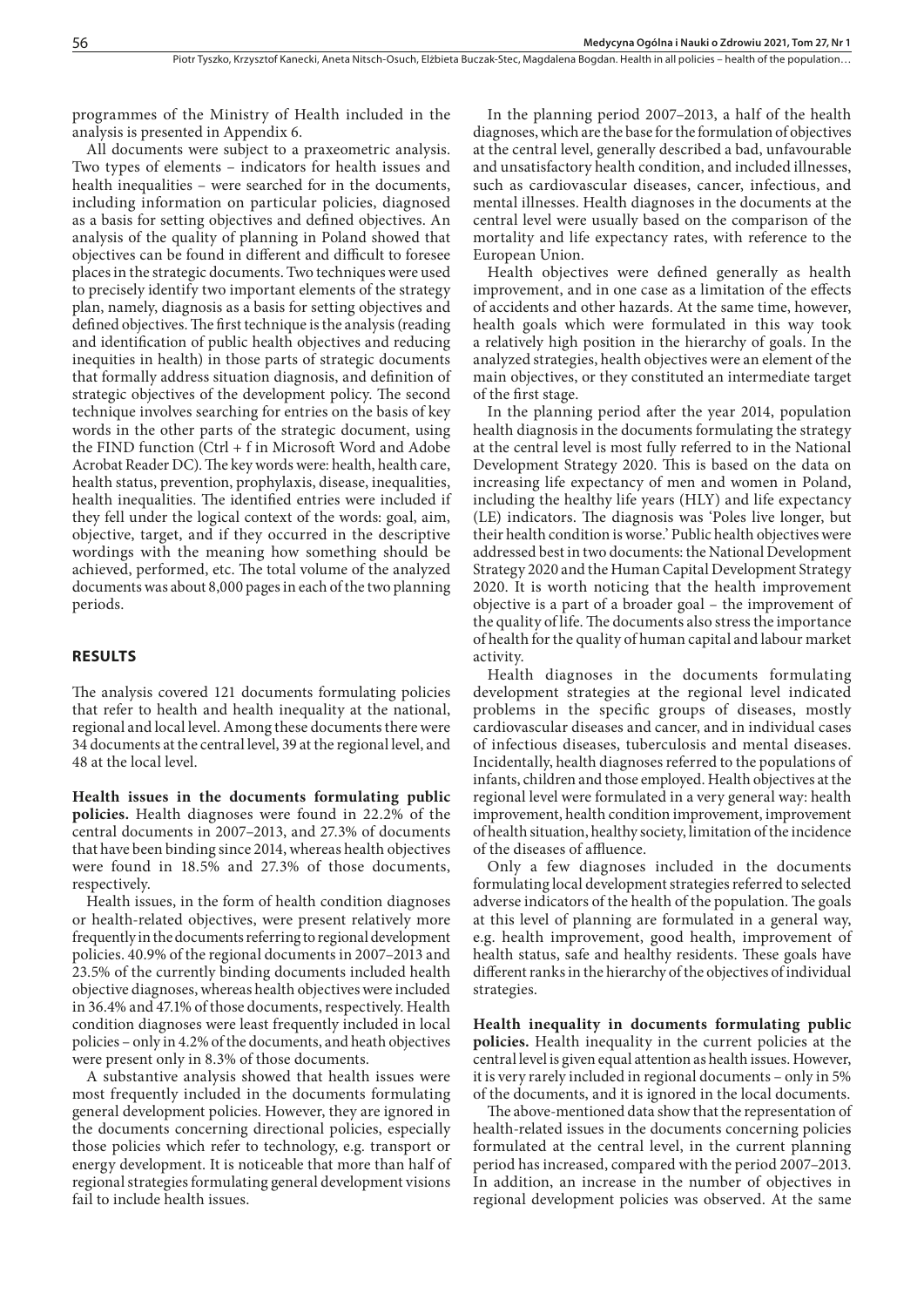programmes of the Ministry of Health included in the analysis is presented in Appendix 6.

All documents were subject to a praxeometric analysis. Two types of elements – indicators for health issues and health inequalities – were searched for in the documents, including information on particular policies, diagnosed as a basis for setting objectives and defined objectives. An analysis of the quality of planning in Poland showed that objectives can be found in different and difficult to foresee places in the strategic documents. Two techniques were used to precisely identify two important elements of the strategy plan, namely, diagnosis as a basis for setting objectives and defined objectives. The first technique is the analysis (reading and identification of public health objectives and reducing inequities in health) in those parts of strategic documents that formally address situation diagnosis, and definition of strategic objectives of the development policy. The second technique involves searching for entries on the basis of key words in the other parts of the strategic document, using the FIND function (Ctrl + f in Microsoft Word and Adobe Acrobat Reader DC). The key words were: health, health care, health status, prevention, prophylaxis, disease, inequalities, health inequalities. The identified entries were included if they fell under the logical context of the words: goal, aim, objective, target, and if they occurred in the descriptive wordings with the meaning how something should be achieved, performed, etc. The total volume of the analyzed documents was about 8,000 pages in each of the two planning periods.

## RESULTS

The analysis covered 121 documents formulating policies that refer to health and health inequality at the national, regional and local level. Among these documents there were 34 documents at the central level, 39 at the regional level, and 48 at the local level.

**Health issues in the documents formulating public policies.** Health diagnoses were found in 22.2% of the central documents in 2007–2013, and 27.3% of documents that have been binding since 2014, whereas health objectives were found in 18.5% and 27.3% of those documents, respectively.

Health issues, in the form of health condition diagnoses or health-related objectives, were present relatively more frequently in the documents referring to regional development policies. 40.9% of the regional documents in 2007–2013 and 23.5% of the currently binding documents included health objective diagnoses, whereas health objectives were included in 36.4% and 47.1% of those documents, respectively. Health condition diagnoses were least frequently included in local policies – only in 4.2% of the documents, and heath objectives were present only in 8.3% of those documents.

A substantive analysis showed that health issues were most frequently included in the documents formulating general development policies. However, they are ignored in the documents concerning directional policies, especially those policies which refer to technology, e.g. transport or energy development. It is noticeable that more than half of regional strategies formulating general development visions fail to include health issues.

In the planning period 2007–2013, a half of the health diagnoses, which are the base for the formulation of objectives at the central level, generally described a bad, unfavourable and unsatisfactory health condition, and included illnesses, such as cardiovascular diseases, cancer, infectious, and mental illnesses. Health diagnoses in the documents at the central level were usually based on the comparison of the mortality and life expectancy rates, with reference to the European Union.

Health objectives were defined generally as health improvement, and in one case as a limitation of the effects of accidents and other hazards. At the same time, however, health goals which were formulated in this way took a relatively high position in the hierarchy of goals. In the analyzed strategies, health objectives were an element of the main objectives, or they constituted an intermediate target of the first stage.

In the planning period after the year 2014, population health diagnosis in the documents formulating the strategy at the central level is most fully referred to in the National Development Strategy 2020. This is based on the data on increasing life expectancy of men and women in Poland, including the healthy life years (HLY) and life expectancy (LE) indicators. The diagnosis was 'Poles live longer, but their health condition is worse.' Public health objectives were addressed best in two documents: the National Development Strategy 2020 and the Human Capital Development Strategy 2020. It is worth noticing that the health improvement objective is a part of a broader goal – the improvement of the quality of life. The documents also stress the importance of health for the quality of human capital and labour market activity.

Health diagnoses in the documents formulating development strategies at the regional level indicated problems in the specific groups of diseases, mostly cardiovascular diseases and cancer, and in individual cases of infectious diseases, tuberculosis and mental diseases. Incidentally, health diagnoses referred to the populations of infants, children and those employed. Health objectives at the regional level were formulated in a very general way: health improvement, health condition improvement, improvement of health situation, healthy society, limitation of the incidence of the diseases of affluence.

Only a few diagnoses included in the documents formulating local development strategies referred to selected adverse indicators of the health of the population. The goals at this level of planning are formulated in a general way, e.g. health improvement, good health, improvement of health status, safe and healthy residents. These goals have different ranks in the hierarchy of the objectives of individual strategies.

**Health inequality in documents formulating public policies.** Health inequality in the current policies at the central level is given equal attention as health issues. However, it is very rarely included in regional documents – only in 5% of the documents, and it is ignored in the local documents.

The above-mentioned data show that the representation of health-related issues in the documents concerning policies formulated at the central level, in the current planning period has increased, compared with the period 2007–2013. In addition, an increase in the number of objectives in regional development policies was observed. At the same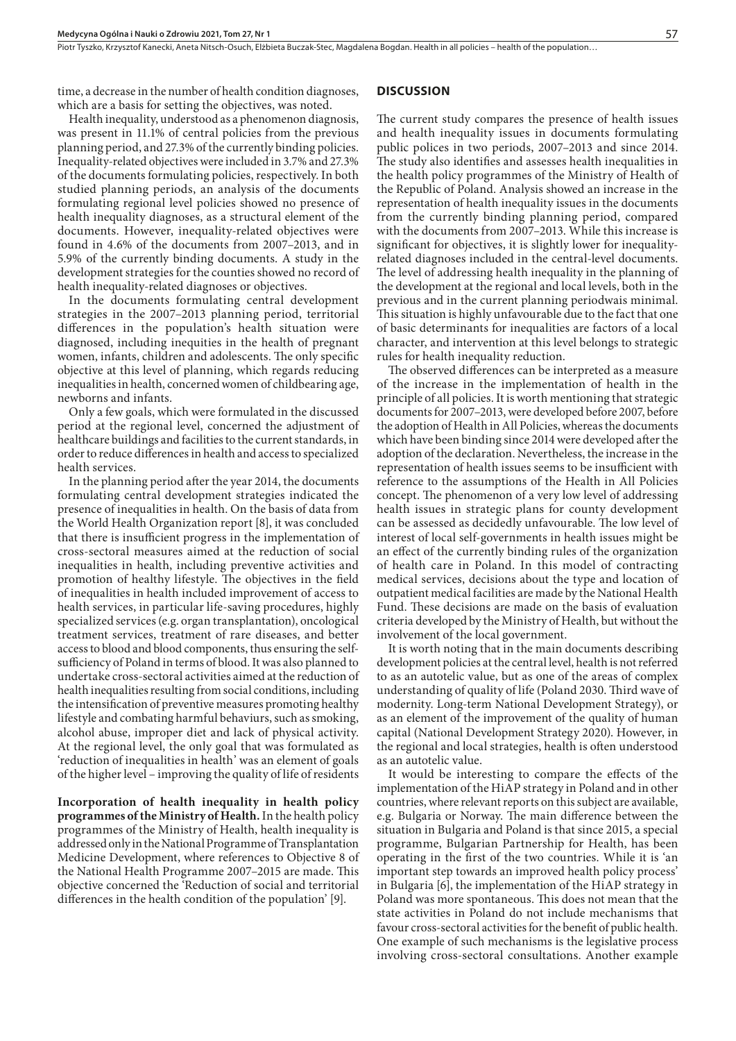time, a decrease in the number of health condition diagnoses, which are a basis for setting the objectives, was noted.

Health inequality, understood as a phenomenon diagnosis, was present in 11.1% of central policies from the previous planning period, and 27.3% of the currently binding policies. Inequality-related objectives were included in 3.7% and 27.3% of the documents formulating policies, respectively. In both studied planning periods, an analysis of the documents formulating regional level policies showed no presence of health inequality diagnoses, as a structural element of the documents. However, inequality-related objectives were found in 4.6% of the documents from 2007–2013, and in 5.9% of the currently binding documents. A study in the development strategies for the counties showed no record of health inequality-related diagnoses or objectives.

In the documents formulating central development strategies in the 2007–2013 planning period, territorial differences in the population's health situation were diagnosed, including inequities in the health of pregnant women, infants, children and adolescents. The only specific objective at this level of planning, which regards reducing inequalities in health, concerned women of childbearing age, newborns and infants.

Only a few goals, which were formulated in the discussed period at the regional level, concerned the adjustment of healthcare buildings and facilities to the current standards, in order to reduce differences in health and access to specialized health services.

In the planning period after the year 2014, the documents formulating central development strategies indicated the presence of inequalities in health. On the basis of data from the World Health Organization report [8], it was concluded that there is insufficient progress in the implementation of cross-sectoral measures aimed at the reduction of social inequalities in health, including preventive activities and promotion of healthy lifestyle. The objectives in the field of inequalities in health included improvement of access to health services, in particular life-saving procedures, highly specialized services (e.g. organ transplantation), oncological treatment services, treatment of rare diseases, and better access to blood and blood components, thus ensuring the self-sufficiency of Poland in terms of blood. It was also planned to undertake cross-sectoral activities aimed at the reduction of health inequalities resulting from social conditions, including the intensification of preventive measures promoting healthy lifestyle and combating harmful behaviurs, such as smoking, alcohol abuse, improper diet and lack of physical activity. At the regional level, the only goal that was formulated as 'reduction of inequalities in health' was an element of goals of the higher level – improving the quality of life of residents

**Incorporation of health inequality in health policy programmes of the Ministry of Health.** In the health policy programmes of the Ministry of Health, health inequality is addressed only in the National Programme of Transplantation Medicine Development, where references to Objective 8 of the National Health Programme 2007–2015 are made. This objective concerned the 'Reduction of social and territorial differences in the health condition of the population' [9].

## DISCUSSION

The current study compares the presence of health issues and health inequality issues in documents formulating public polices in two periods, 2007–2013 and since 2014. The study also identifies and assesses health inequalities in the health policy programmes of the Ministry of Health of the Republic of Poland. Analysis showed an increase in the representation of health inequality issues in the documents from the currently binding planning period, compared with the documents from 2007–2013. While this increase is significant for objectives, it is slightly lower for inequality-related diagnoses included in the central-level documents. The level of addressing health inequality in the planning of the development at the regional and local levels, both in the previous and in the current planning periodwais minimal. This situation is highly unfavourable due to the fact that one of basic determinants for inequalities are factors of a local character, and intervention at this level belongs to strategic rules for health inequality reduction.

The observed differences can be interpreted as a measure of the increase in the implementation of health in the principle of all policies. It is worth mentioning that strategic documents for 2007–2013, were developed before 2007, before the adoption of Health in All Policies, whereas the documents which have been binding since 2014 were developed after the adoption of the declaration. Nevertheless, the increase in the representation of health issues seems to be insufficient with reference to the assumptions of the Health in All Policies concept. The phenomenon of a very low level of addressing health issues in strategic plans for county development can be assessed as decidedly unfavourable. The low level of interest of local self-governments in health issues might be an effect of the currently binding rules of the organization of health care in Poland. In this model of contracting medical services, decisions about the type and location of outpatient medical facilities are made by the National Health Fund. These decisions are made on the basis of evaluation criteria developed by the Ministry of Health, but without the involvement of the local government.

It is worth noting that in the main documents describing development policies at the central level, health is not referred to as an autotelic value, but as one of the areas of complex understanding of quality of life (Poland 2030. Third wave of modernity. Long-term National Development Strategy), or as an element of the improvement of the quality of human capital (National Development Strategy 2020). However, in the regional and local strategies, health is often understood as an autotelic value.

It would be interesting to compare the effects of the implementation of the HiAP strategy in Poland and in other countries, where relevant reports on this subject are available, e.g. Bulgaria or Norway. The main difference between the situation in Bulgaria and Poland is that since 2015, a special programme, Bulgarian Partnership for Health, has been operating in the first of the two countries. While it is 'an important step towards an improved health policy process' in Bulgaria [6], the implementation of the HiAP strategy in Poland was more spontaneous. This does not mean that the state activities in Poland do not include mechanisms that favour cross-sectoral activities for the benefit of public health. One example of such mechanisms is the legislative process involving cross-sectoral consultations. Another example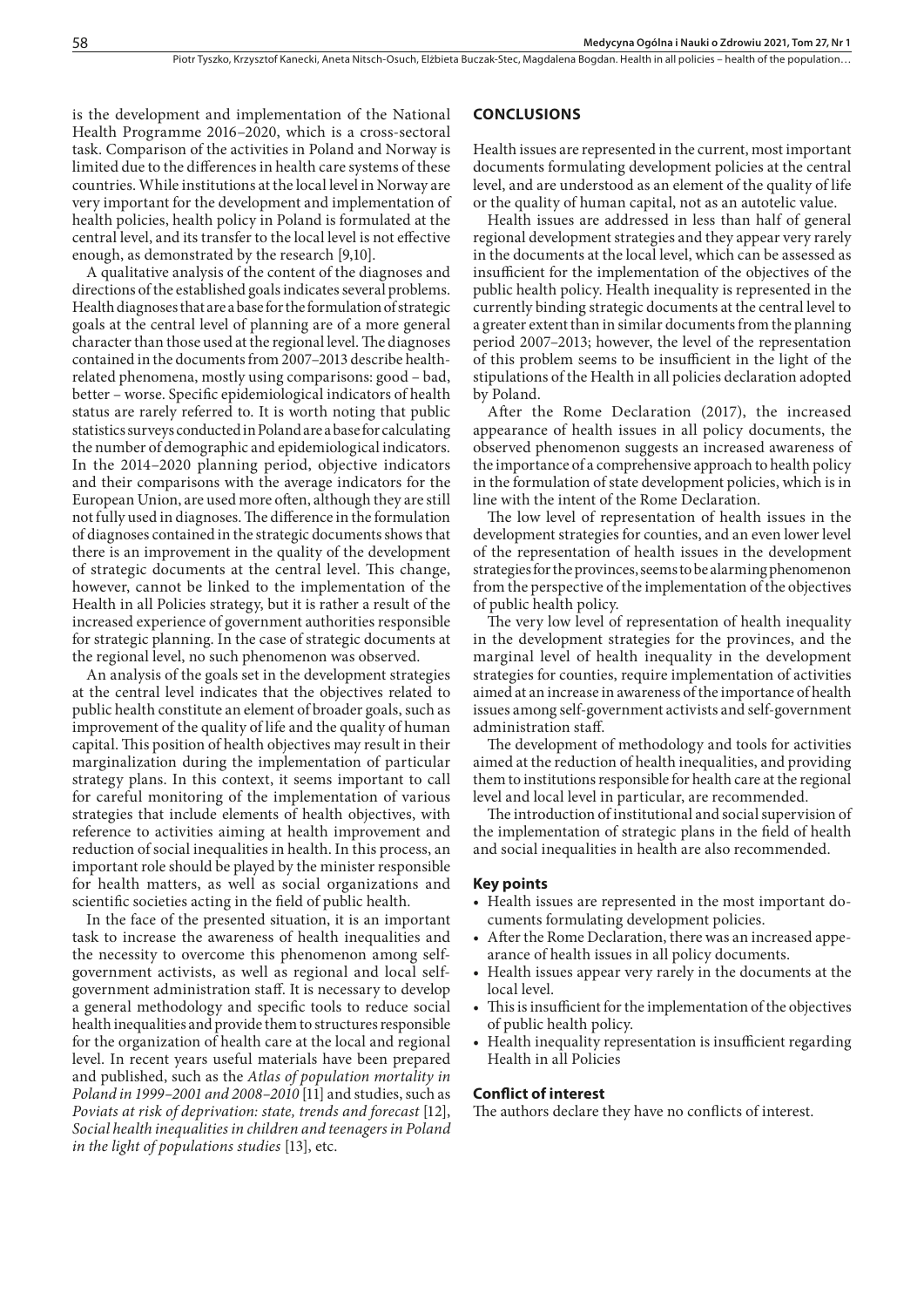is the development and implementation of the National Health Programme 2016–2020, which is a cross-sectoral task. Comparison of the activities in Poland and Norway is limited due to the differences in health care systems of these countries. While institutions at the local level in Norway are very important for the development and implementation of health policies, health policy in Poland is formulated at the central level, and its transfer to the local level is not effective enough, as demonstrated by the research [9,10].

A qualitative analysis of the content of the diagnoses and directions of the established goals indicates several problems. Health diagnoses that are a base for the formulation of strategic goals at the central level of planning are of a more general character than those used at the regional level. The diagnoses contained in the documents from 2007–2013 describe health-related phenomena, mostly using comparisons: good – bad, better – worse. Specific epidemiological indicators of health status are rarely referred to. It is worth noting that public statistics surveys conducted in Poland are a base for calculating the number of demographic and epidemiological indicators. In the 2014–2020 planning period, objective indicators and their comparisons with the average indicators for the European Union, are used more often, although they are still not fully used in diagnoses. The difference in the formulation of diagnoses contained in the strategic documents shows that there is an improvement in the quality of the development of strategic documents at the central level. This change, however, cannot be linked to the implementation of the Health in all Policies strategy, but it is rather a result of the increased experience of government authorities responsible for strategic planning. In the case of strategic documents at the regional level, no such phenomenon was observed.

An analysis of the goals set in the development strategies at the central level indicates that the objectives related to public health constitute an element of broader goals, such as improvement of the quality of life and the quality of human capital. This position of health objectives may result in their marginalization during the implementation of particular strategy plans. In this context, it seems important to call for careful monitoring of the implementation of various strategies that include elements of health objectives, with reference to activities aiming at health improvement and reduction of social inequalities in health. In this process, an important role should be played by the minister responsible for health matters, as well as social organizations and scientific societies acting in the field of public health.

In the face of the presented situation, it is an important task to increase the awareness of health inequalities and the necessity to overcome this phenomenon among self-government activists, as well as regional and local self-government administration staff. It is necessary to develop a general methodology and specific tools to reduce social health inequalities and provide them to structures responsible for the organization of health care at the local and regional level. In recent years useful materials have been prepared and published, such as the *Atlas of population mortality in Poland in 1999–2001 and 2008–2010* [11] and studies, such as *Poviats at risk of deprivation: state, trends and forecast* [12], *Social health inequalities in children and teenagers in Poland in the light of populations studies* [13], etc.

## CONCLUSIONS

Health issues are represented in the current, most important documents formulating development policies at the central level, and are understood as an element of the quality of life or the quality of human capital, not as an autotelic value.

Health issues are addressed in less than half of general regional development strategies and they appear very rarely in the documents at the local level, which can be assessed as insufficient for the implementation of the objectives of the public health policy. Health inequality is represented in the currently binding strategic documents at the central level to a greater extent than in similar documents from the planning period 2007–2013; however, the level of the representation of this problem seems to be insufficient in the light of the stipulations of the Health in all policies declaration adopted by Poland.

After the Rome Declaration (2017), the increased appearance of health issues in all policy documents, the observed phenomenon suggests an increased awareness of the importance of a comprehensive approach to health policy in the formulation of state development policies, which is in line with the intent of the Rome Declaration.

The low level of representation of health issues in the development strategies for counties, and an even lower level of the representation of health issues in the development strategies for the provinces, seems to be alarming phenomenon from the perspective of the implementation of the objectives of public health policy.

The very low level of representation of health inequality in the development strategies for the provinces, and the marginal level of health inequality in the development strategies for counties, require implementation of activities aimed at an increase in awareness of the importance of health issues among self-government activists and self-government administration staff.

The development of methodology and tools for activities aimed at the reduction of health inequalities, and providing them to institutions responsible for health care at the regional level and local level in particular, are recommended.

The introduction of institutional and social supervision of the implementation of strategic plans in the field of health and social inequalities in health are also recommended.

### Key points

- Health issues are represented in the most important documents formulating development policies.
- After the Rome Declaration, there was an increased appearance of health issues in all policy documents.
- Health issues appear very rarely in the documents at the local level.
- This is insufficient for the implementation of the objectives of public health policy.
- Health inequality representation is insufficient regarding Health in all Policies

### Conflict of interest

The authors declare they have no conflicts of interest.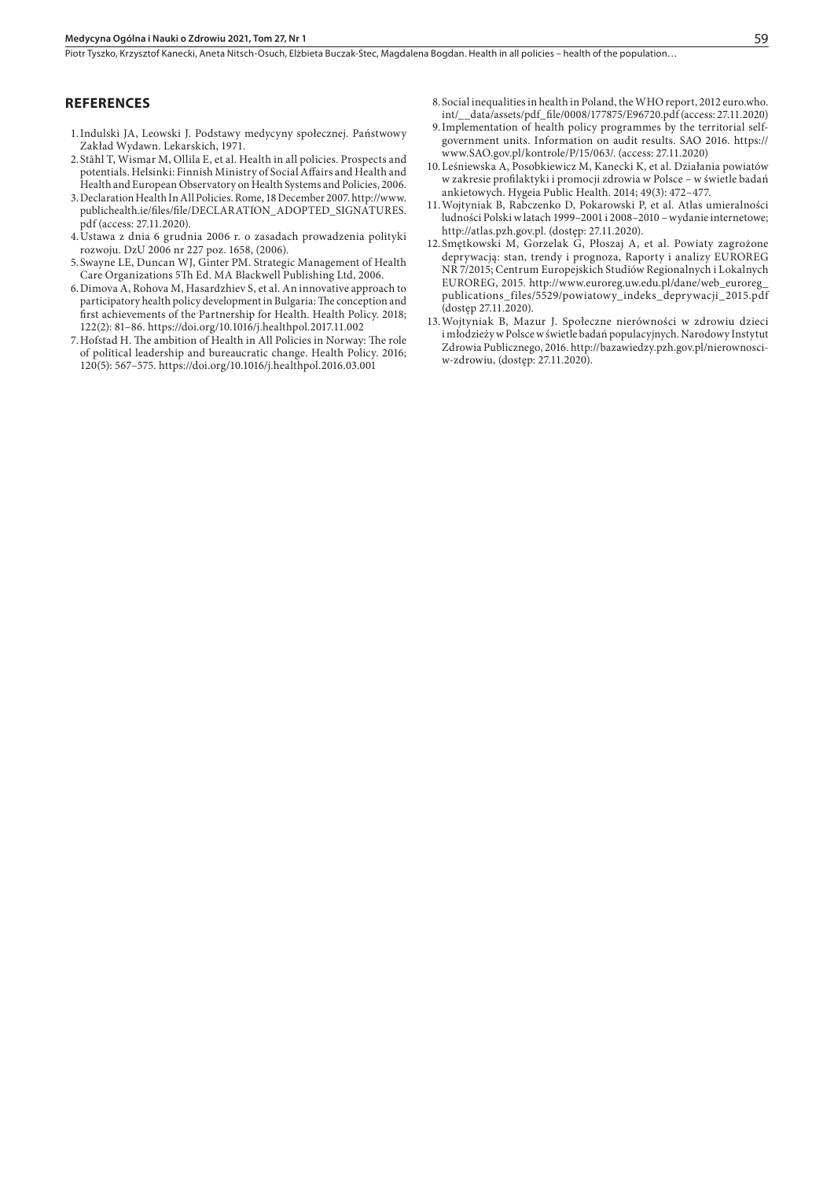## REFERENCES

1. Indulski JA, Leowski J. Podstawy medycyny społecznej. Państwowy Zakład Wydawn. Lekarskich, 1971.
2. Ståhl T, Wismar M, Ollila E, et al. Health in all policies. Prospects and potentials. Helsinki: Finnish Ministry of Social Affairs and Health and Health and European Observatory on Health Systems and Policies, 2006.
3. Declaration Health In All Policies. Rome, 18 December 2007. http://www.publichealth.ie/files/file/DECLARATION_ADOPTED_SIGNATURES.pdf (access: 27.11.2020).
4. Ustawa z dnia 6 grudnia 2006 r. o zasadach prowadzenia polityki rozwoju. DzU 2006 nr 227 poz. 1658, (2006).
5. Swayne LE, Duncan WJ, Ginter PM. Strategic Management of Health Care Organizations 5Th Ed. MA Blackwell Publishing Ltd, 2006.
6. Dimova A, Rohova M, Hasardzhiev S, et al. An innovative approach to participatory health policy development in Bulgaria: The conception and first achievements of the Partnership for Health. Health Policy. 2018; 122(2): 81–86. https://doi.org/10.1016/j.healthpol.2017.11.002
7. Hofstad H. The ambition of Health in All Policies in Norway: The role of political leadership and bureaucratic change. Health Policy. 2016; 120(5): 567–575. https://doi.org/10.1016/j.healthpol.2016.03.001
8. Social inequalities in health in Poland, the WHO report, 2012 euro.who.int/__data/assets/pdf_file/0008/177875/E96720.pdf (access: 27.11.2020)
9. Implementation of health policy programmes by the territorial self-government units. Information on audit results. SAO 2016. https://www.SAO.gov.pl/kontrole/P/15/063/. (access: 27.11.2020)
10. Leśniewska A, Posobkiewicz M, Kanecki K, et al. Działania powiatów w zakresie profilaktyki i promocji zdrowia w Polsce – w świetle badań ankietowych. Hygeia Public Health. 2014; 49(3): 472–477.
11. Wojtyniak B, Rabczenko D, Pokarowski P, et al. Atlas umieralności ludności Polski w latach 1999–2001 i 2008–2010 – wydanie internetowe; http://atlas.pzh.gov.pl. (dostęp: 27.11.2020).
12. Smętkowski M, Gorzelak G, Płoszaj A, et al. Powiaty zagrożone deprywacją: stan, trendy i prognoza, Raporty i analizy EUROREG NR 7/2015; Centrum Europejskich Studiów Regionalnych i Lokalnych EUROREG, 2015. http://www.euroreg.uw.edu.pl/dane/web_euroreg_publications_files/5529/powiatowy_indeks_deprywacji_2015.pdf (dostęp 27.11.2020).
13. Wojtyniak B, Mazur J. Społeczne nierówności w zdrowiu dzieci i młodzieży w Polsce w świetle badań populacyjnych. Narodowy Instytut Zdrowia Publicznego, 2016. http://bazawiedzy.pzh.gov.pl/nierownosci-w-zdrowiu, (dostęp: 27.11.2020).